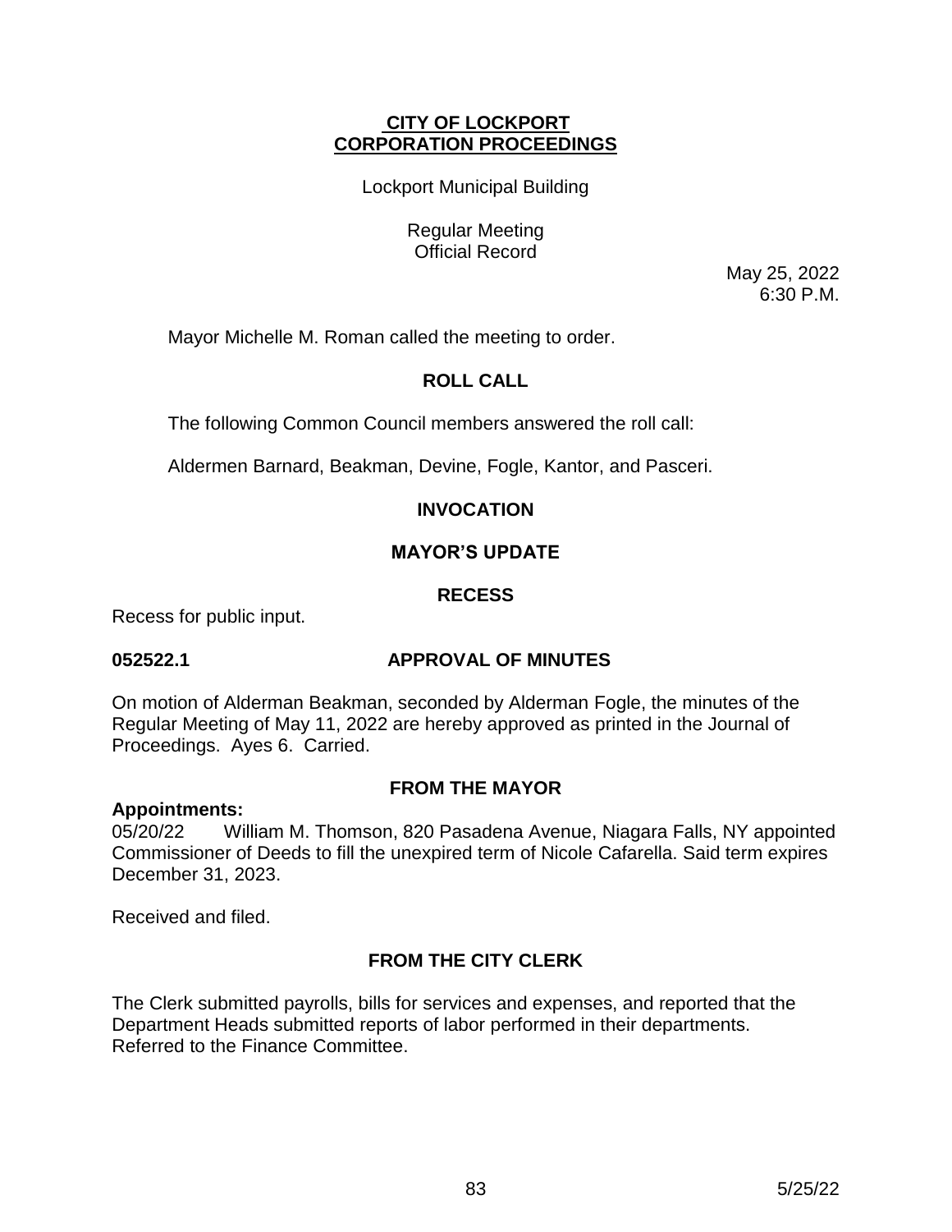# CITY OF LOCKPORT
# CORPORATION PROCEEDINGS

Lockport Municipal Building

Regular Meeting
Official Record

May 25, 2022
6:30 P.M.

Mayor Michelle M. Roman called the meeting to order.

## ROLL CALL

The following Common Council members answered the roll call:

Aldermen Barnard, Beakman, Devine, Fogle, Kantor, and Pasceri.

## INVOCATION

## MAYOR'S UPDATE

## RECESS

Recess for public input.

## 052522.1 APPROVAL OF MINUTES

On motion of Alderman Beakman, seconded by Alderman Fogle, the minutes of the Regular Meeting of May 11, 2022 are hereby approved as printed in the Journal of Proceedings. Ayes 6. Carried.

## FROM THE MAYOR

**Appointments:**

05/20/22 William M. Thomson, 820 Pasadena Avenue, Niagara Falls, NY appointed Commissioner of Deeds to fill the unexpired term of Nicole Cafarella. Said term expires December 31, 2023.

Received and filed.

## FROM THE CITY CLERK

The Clerk submitted payrolls, bills for services and expenses, and reported that the Department Heads submitted reports of labor performed in their departments. Referred to the Finance Committee.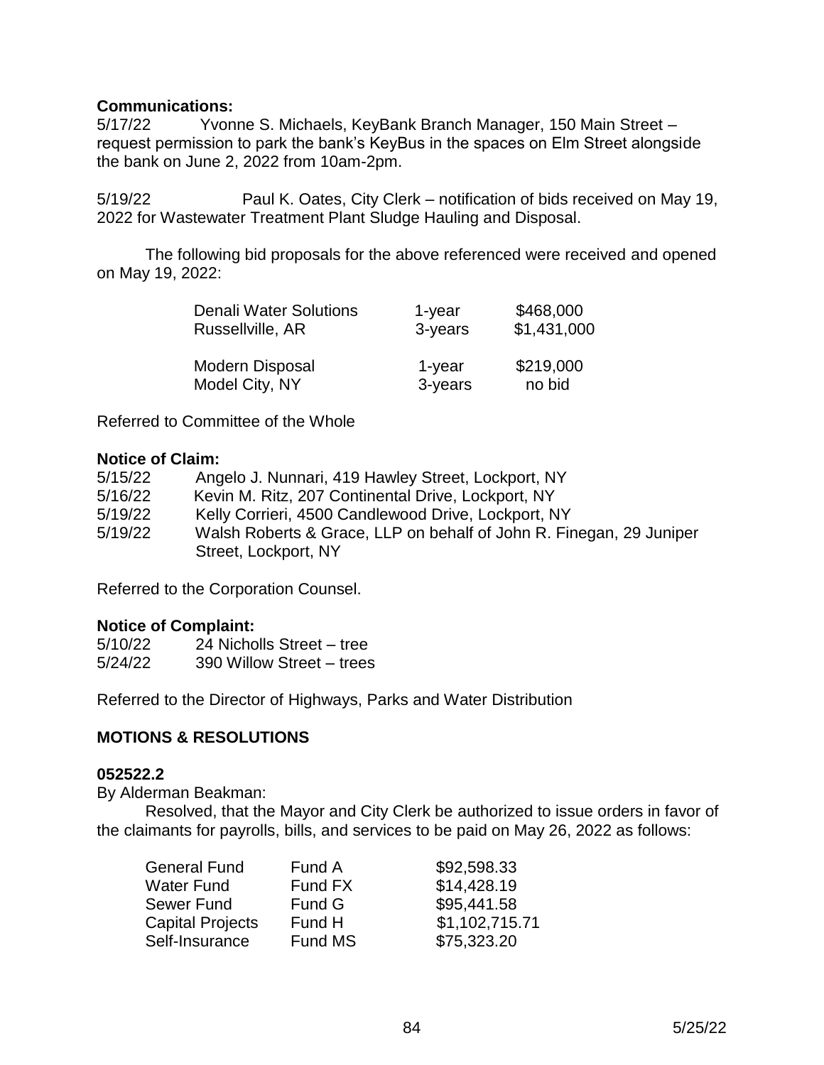**Communications:**

5/17/22 Yvonne S. Michaels, KeyBank Branch Manager, 150 Main Street – request permission to park the bank's KeyBus in the spaces on Elm Street alongside the bank on June 2, 2022 from 10am-2pm.

5/19/22 Paul K. Oates, City Clerk – notification of bids received on May 19, 2022 for Wastewater Treatment Plant Sludge Hauling and Disposal.

The following bid proposals for the above referenced were received and opened on May 19, 2022:

| | | |
|---|---|---|
| Denali Water Solutions | 1-year | $468,000 |
| Russellville, AR | 3-years | $1,431,000 |
| Modern Disposal | 1-year | $219,000 |
| Model City, NY | 3-years | no bid |

Referred to Committee of the Whole

**Notice of Claim:**

5/15/22 Angelo J. Nunnari, 419 Hawley Street, Lockport, NY
5/16/22 Kevin M. Ritz, 207 Continental Drive, Lockport, NY
5/19/22 Kelly Corrieri, 4500 Candlewood Drive, Lockport, NY
5/19/22 Walsh Roberts & Grace, LLP on behalf of John R. Finegan, 29 Juniper Street, Lockport, NY

Referred to the Corporation Counsel.

**Notice of Complaint:**

5/10/22 24 Nicholls Street – tree
5/24/22 390 Willow Street – trees

Referred to the Director of Highways, Parks and Water Distribution

**MOTIONS & RESOLUTIONS**

**052522.2**

By Alderman Beakman:

Resolved, that the Mayor and City Clerk be authorized to issue orders in favor of the claimants for payrolls, bills, and services to be paid on May 26, 2022 as follows:

| | | |
|---|---|---|
| General Fund | Fund A | $92,598.33 |
| Water Fund | Fund FX | $14,428.19 |
| Sewer Fund | Fund G | $95,441.58 |
| Capital Projects | Fund H | $1,102,715.71 |
| Self-Insurance | Fund MS | $75,323.20 |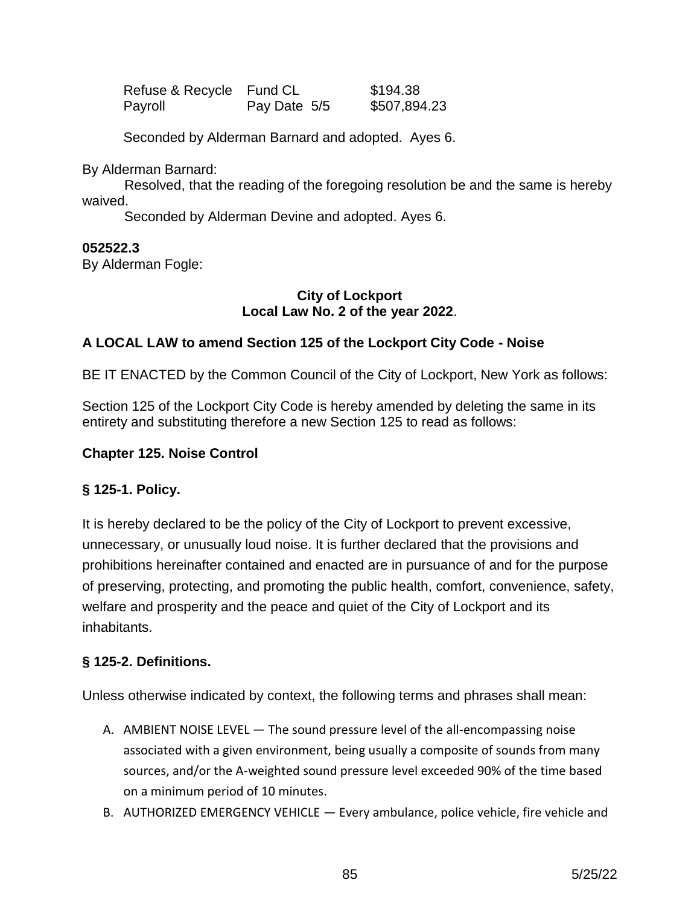| | | |
|---|---|---|
| Refuse & Recycle | Fund CL | $194.38 |
| Payroll | Pay Date 5/5 | $507,894.23 |

Seconded by Alderman Barnard and adopted. Ayes 6.

By Alderman Barnard:

Resolved, that the reading of the foregoing resolution be and the same is hereby waived.

Seconded by Alderman Devine and adopted. Ayes 6.

**052522.3**

By Alderman Fogle:

**City of Lockport**
**Local Law No. 2 of the year 2022**.

**A LOCAL LAW to amend Section 125 of the Lockport City Code - Noise**

BE IT ENACTED by the Common Council of the City of Lockport, New York as follows:

Section 125 of the Lockport City Code is hereby amended by deleting the same in its entirety and substituting therefore a new Section 125 to read as follows:

**Chapter 125. Noise Control**

**§ 125-1. Policy.**

It is hereby declared to be the policy of the City of Lockport to prevent excessive, unnecessary, or unusually loud noise. It is further declared that the provisions and prohibitions hereinafter contained and enacted are in pursuance of and for the purpose of preserving, protecting, and promoting the public health, comfort, convenience, safety, welfare and prosperity and the peace and quiet of the City of Lockport and its inhabitants.

**§ 125-2. Definitions.**

Unless otherwise indicated by context, the following terms and phrases shall mean:

A. AMBIENT NOISE LEVEL — The sound pressure level of the all-encompassing noise associated with a given environment, being usually a composite of sounds from many sources, and/or the A-weighted sound pressure level exceeded 90% of the time based on a minimum period of 10 minutes.

B. AUTHORIZED EMERGENCY VEHICLE — Every ambulance, police vehicle, fire vehicle and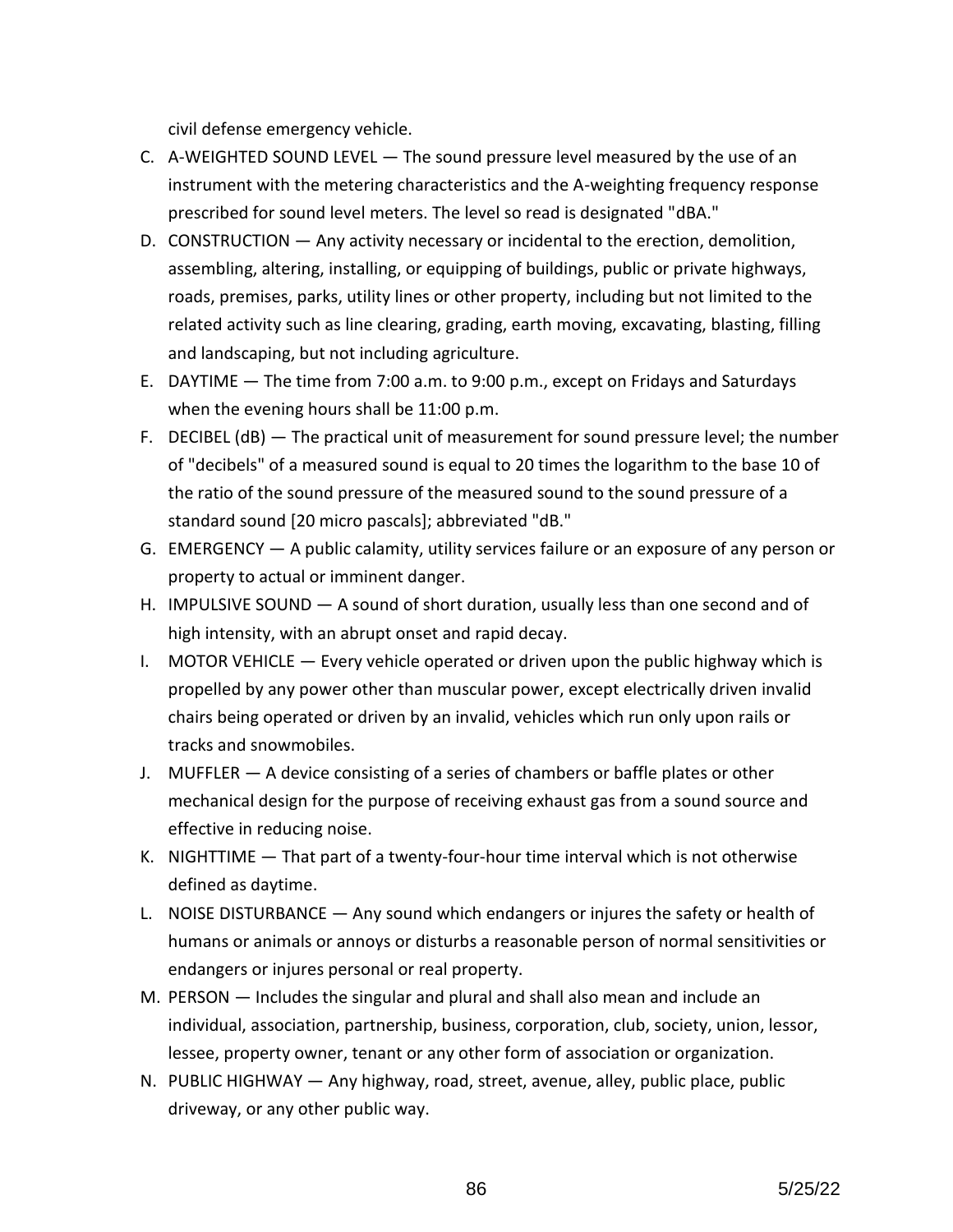civil defense emergency vehicle.

C. A-WEIGHTED SOUND LEVEL — The sound pressure level measured by the use of an instrument with the metering characteristics and the A-weighting frequency response prescribed for sound level meters. The level so read is designated "dBA."

D. CONSTRUCTION — Any activity necessary or incidental to the erection, demolition, assembling, altering, installing, or equipping of buildings, public or private highways, roads, premises, parks, utility lines or other property, including but not limited to the related activity such as line clearing, grading, earth moving, excavating, blasting, filling and landscaping, but not including agriculture.

E. DAYTIME — The time from 7:00 a.m. to 9:00 p.m., except on Fridays and Saturdays when the evening hours shall be 11:00 p.m.

F. DECIBEL (dB) — The practical unit of measurement for sound pressure level; the number of "decibels" of a measured sound is equal to 20 times the logarithm to the base 10 of the ratio of the sound pressure of the measured sound to the sound pressure of a standard sound [20 micro pascals]; abbreviated "dB."

G. EMERGENCY — A public calamity, utility services failure or an exposure of any person or property to actual or imminent danger.

H. IMPULSIVE SOUND — A sound of short duration, usually less than one second and of high intensity, with an abrupt onset and rapid decay.

I. MOTOR VEHICLE — Every vehicle operated or driven upon the public highway which is propelled by any power other than muscular power, except electrically driven invalid chairs being operated or driven by an invalid, vehicles which run only upon rails or tracks and snowmobiles.

J. MUFFLER — A device consisting of a series of chambers or baffle plates or other mechanical design for the purpose of receiving exhaust gas from a sound source and effective in reducing noise.

K. NIGHTTIME — That part of a twenty-four-hour time interval which is not otherwise defined as daytime.

L. NOISE DISTURBANCE — Any sound which endangers or injures the safety or health of humans or animals or annoys or disturbs a reasonable person of normal sensitivities or endangers or injures personal or real property.

M. PERSON — Includes the singular and plural and shall also mean and include an individual, association, partnership, business, corporation, club, society, union, lessor, lessee, property owner, tenant or any other form of association or organization.

N. PUBLIC HIGHWAY — Any highway, road, street, avenue, alley, public place, public driveway, or any other public way.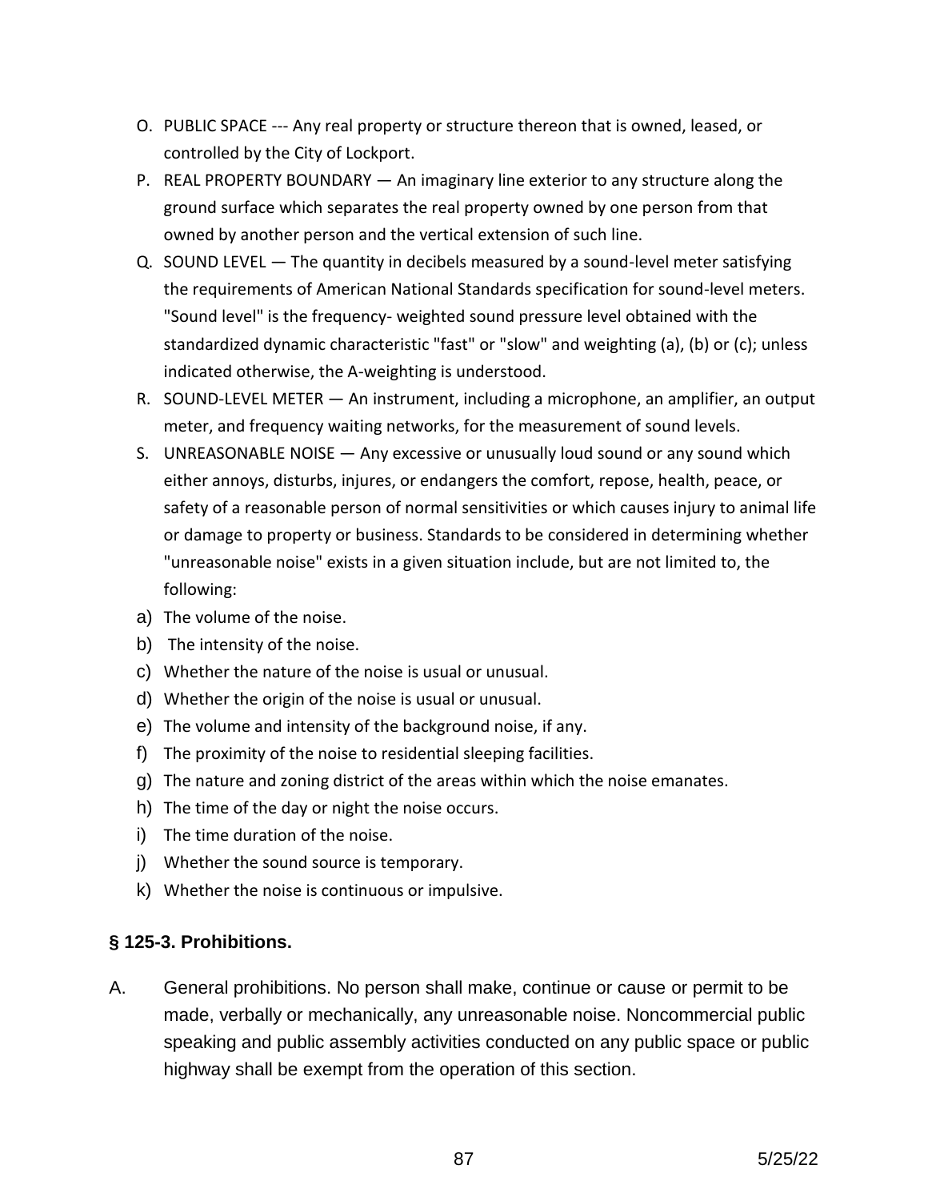O. PUBLIC SPACE --- Any real property or structure thereon that is owned, leased, or controlled by the City of Lockport.

P. REAL PROPERTY BOUNDARY — An imaginary line exterior to any structure along the ground surface which separates the real property owned by one person from that owned by another person and the vertical extension of such line.

Q. SOUND LEVEL — The quantity in decibels measured by a sound-level meter satisfying the requirements of American National Standards specification for sound-level meters. "Sound level" is the frequency- weighted sound pressure level obtained with the standardized dynamic characteristic "fast" or "slow" and weighting (a), (b) or (c); unless indicated otherwise, the A-weighting is understood.

R. SOUND-LEVEL METER — An instrument, including a microphone, an amplifier, an output meter, and frequency waiting networks, for the measurement of sound levels.

S. UNREASONABLE NOISE — Any excessive or unusually loud sound or any sound which either annoys, disturbs, injures, or endangers the comfort, repose, health, peace, or safety of a reasonable person of normal sensitivities or which causes injury to animal life or damage to property or business. Standards to be considered in determining whether "unreasonable noise" exists in a given situation include, but are not limited to, the following:

a) The volume of the noise.
b) The intensity of the noise.
c) Whether the nature of the noise is usual or unusual.
d) Whether the origin of the noise is usual or unusual.
e) The volume and intensity of the background noise, if any.
f) The proximity of the noise to residential sleeping facilities.
g) The nature and zoning district of the areas within which the noise emanates.
h) The time of the day or night the noise occurs.
i) The time duration of the noise.
j) Whether the sound source is temporary.
k) Whether the noise is continuous or impulsive.

### § 125-3. Prohibitions.

A. General prohibitions. No person shall make, continue or cause or permit to be made, verbally or mechanically, any unreasonable noise. Noncommercial public speaking and public assembly activities conducted on any public space or public highway shall be exempt from the operation of this section.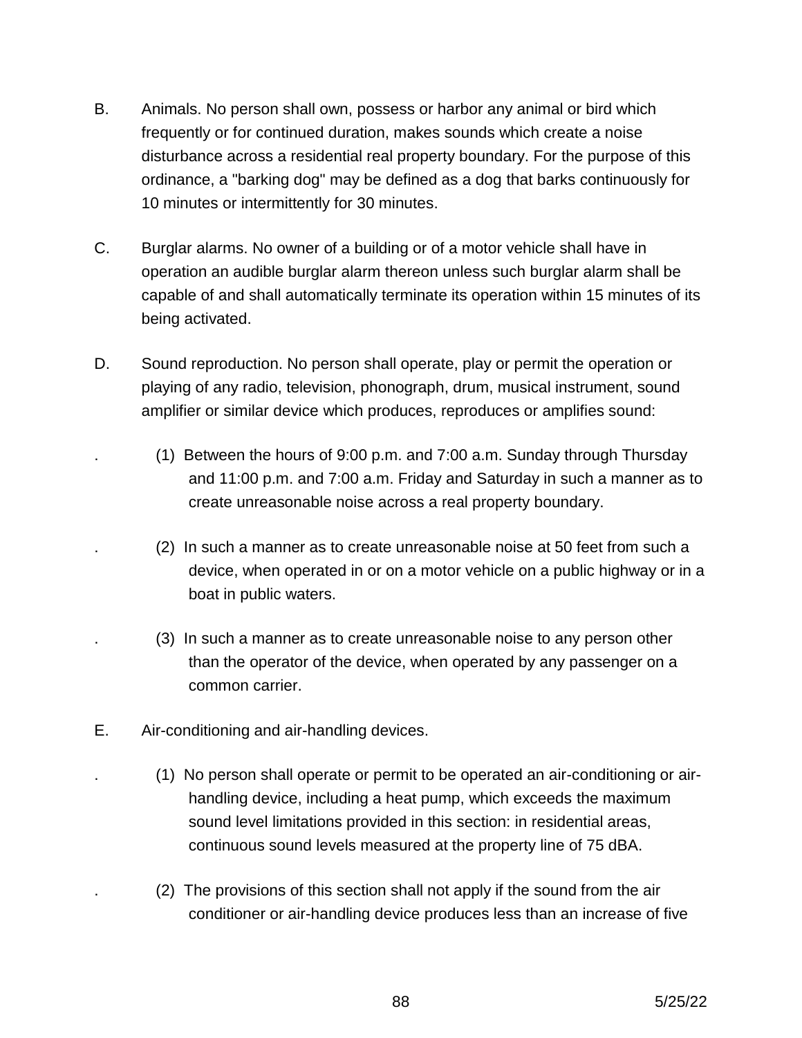B. Animals. No person shall own, possess or harbor any animal or bird which frequently or for continued duration, makes sounds which create a noise disturbance across a residential real property boundary. For the purpose of this ordinance, a "barking dog" may be defined as a dog that barks continuously for 10 minutes or intermittently for 30 minutes.

C. Burglar alarms. No owner of a building or of a motor vehicle shall have in operation an audible burglar alarm thereon unless such burglar alarm shall be capable of and shall automatically terminate its operation within 15 minutes of its being activated.

D. Sound reproduction. No person shall operate, play or permit the operation or playing of any radio, television, phonograph, drum, musical instrument, sound amplifier or similar device which produces, reproduces or amplifies sound:

(1) Between the hours of 9:00 p.m. and 7:00 a.m. Sunday through Thursday and 11:00 p.m. and 7:00 a.m. Friday and Saturday in such a manner as to create unreasonable noise across a real property boundary.

(2) In such a manner as to create unreasonable noise at 50 feet from such a device, when operated in or on a motor vehicle on a public highway or in a boat in public waters.

(3) In such a manner as to create unreasonable noise to any person other than the operator of the device, when operated by any passenger on a common carrier.

E. Air-conditioning and air-handling devices.

(1) No person shall operate or permit to be operated an air-conditioning or air-handling device, including a heat pump, which exceeds the maximum sound level limitations provided in this section: in residential areas, continuous sound levels measured at the property line of 75 dBA.

(2) The provisions of this section shall not apply if the sound from the air conditioner or air-handling device produces less than an increase of five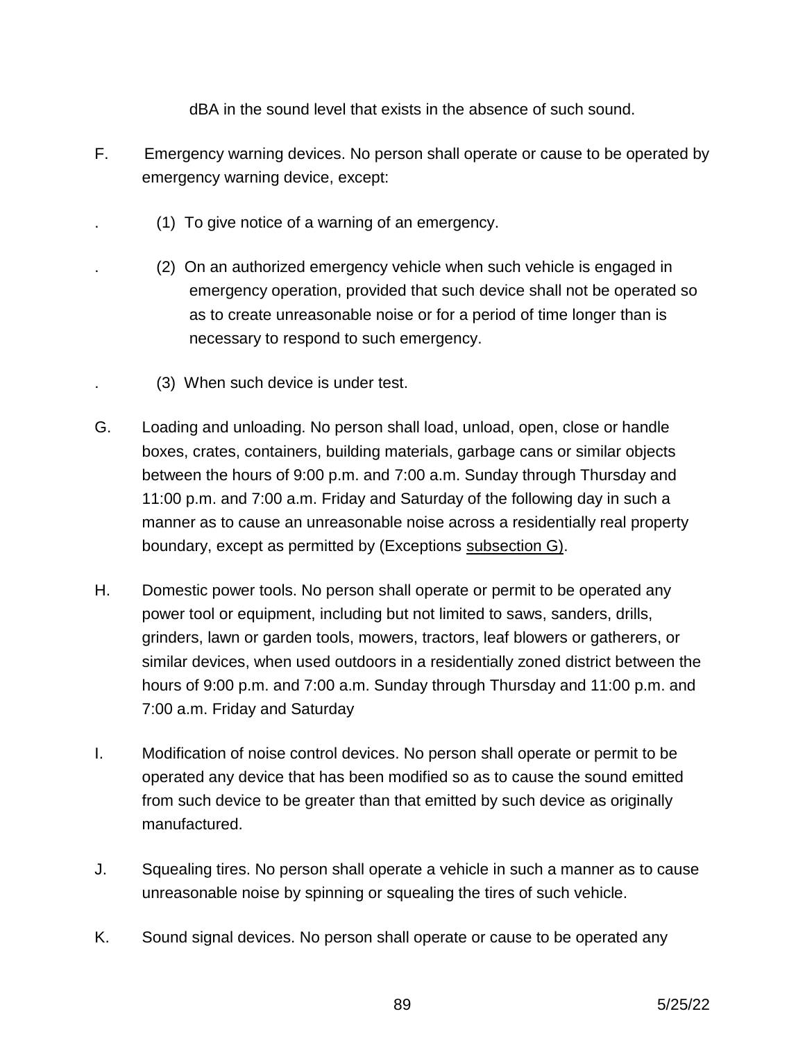dBA in the sound level that exists in the absence of such sound.

F. Emergency warning devices. No person shall operate or cause to be operated by emergency warning device, except:

. (1) To give notice of a warning of an emergency.

. (2) On an authorized emergency vehicle when such vehicle is engaged in emergency operation, provided that such device shall not be operated so as to create unreasonable noise or for a period of time longer than is necessary to respond to such emergency.

. (3) When such device is under test.

G. Loading and unloading. No person shall load, unload, open, close or handle boxes, crates, containers, building materials, garbage cans or similar objects between the hours of 9:00 p.m. and 7:00 a.m. Sunday through Thursday and 11:00 p.m. and 7:00 a.m. Friday and Saturday of the following day in such a manner as to cause an unreasonable noise across a residentially real property boundary, except as permitted by (Exceptions subsection G).

H. Domestic power tools. No person shall operate or permit to be operated any power tool or equipment, including but not limited to saws, sanders, drills, grinders, lawn or garden tools, mowers, tractors, leaf blowers or gatherers, or similar devices, when used outdoors in a residentially zoned district between the hours of 9:00 p.m. and 7:00 a.m. Sunday through Thursday and 11:00 p.m. and 7:00 a.m. Friday and Saturday

I. Modification of noise control devices. No person shall operate or permit to be operated any device that has been modified so as to cause the sound emitted from such device to be greater than that emitted by such device as originally manufactured.

J. Squealing tires. No person shall operate a vehicle in such a manner as to cause unreasonable noise by spinning or squealing the tires of such vehicle.

K. Sound signal devices. No person shall operate or cause to be operated any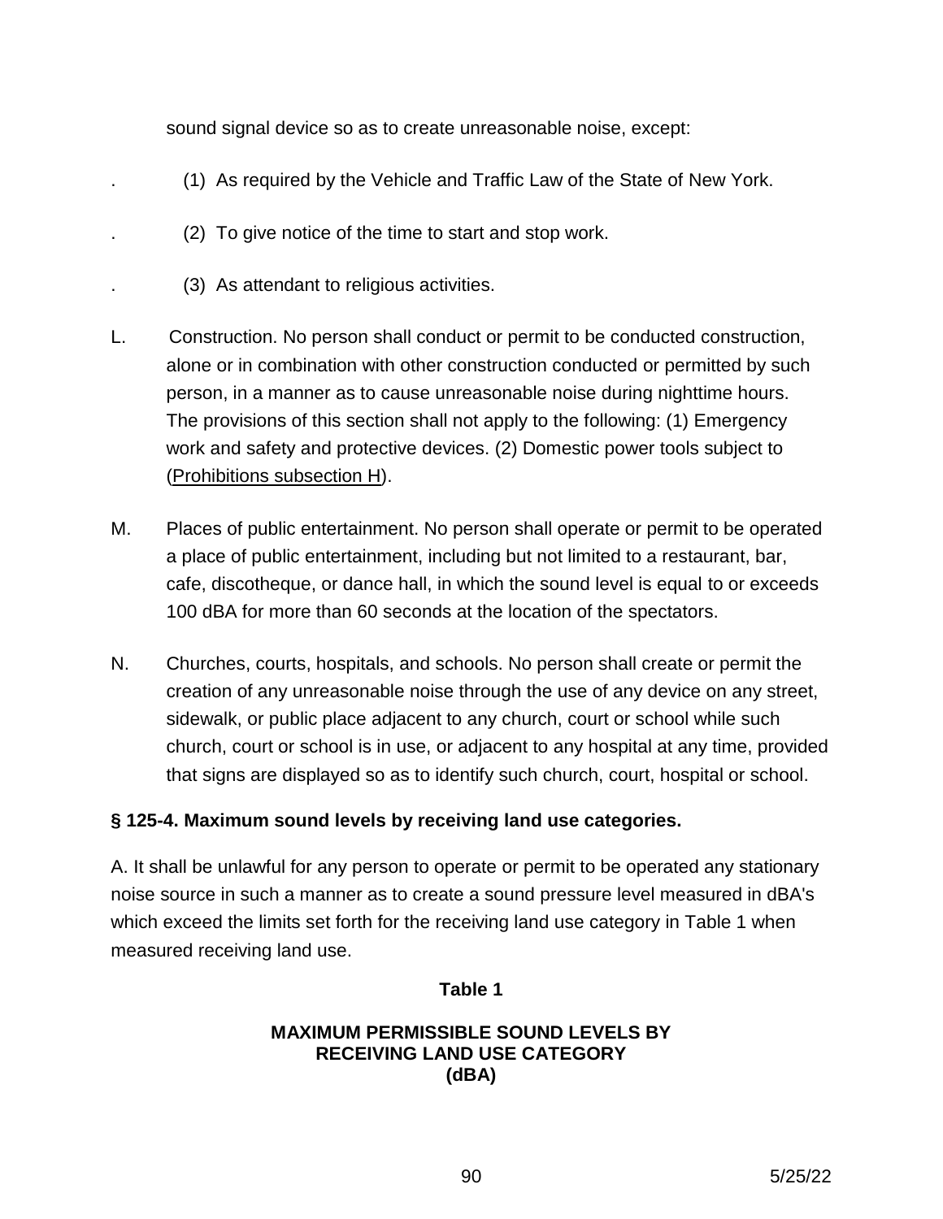sound signal device so as to create unreasonable noise, except:

. (1) As required by the Vehicle and Traffic Law of the State of New York.

. (2) To give notice of the time to start and stop work.

. (3) As attendant to religious activities.

L. Construction. No person shall conduct or permit to be conducted construction, alone or in combination with other construction conducted or permitted by such person, in a manner as to cause unreasonable noise during nighttime hours. The provisions of this section shall not apply to the following: (1) Emergency work and safety and protective devices. (2) Domestic power tools subject to (Prohibitions subsection H).

M. Places of public entertainment. No person shall operate or permit to be operated a place of public entertainment, including but not limited to a restaurant, bar, cafe, discotheque, or dance hall, in which the sound level is equal to or exceeds 100 dBA for more than 60 seconds at the location of the spectators.

N. Churches, courts, hospitals, and schools. No person shall create or permit the creation of any unreasonable noise through the use of any device on any street, sidewalk, or public place adjacent to any church, court or school while such church, court or school is in use, or adjacent to any hospital at any time, provided that signs are displayed so as to identify such church, court, hospital or school.

**§ 125-4. Maximum sound levels by receiving land use categories.**

A. It shall be unlawful for any person to operate or permit to be operated any stationary noise source in such a manner as to create a sound pressure level measured in dBA's which exceed the limits set forth for the receiving land use category in Table 1 when measured receiving land use.

**Table 1**

**MAXIMUM PERMISSIBLE SOUND LEVELS BY RECEIVING LAND USE CATEGORY (dBA)**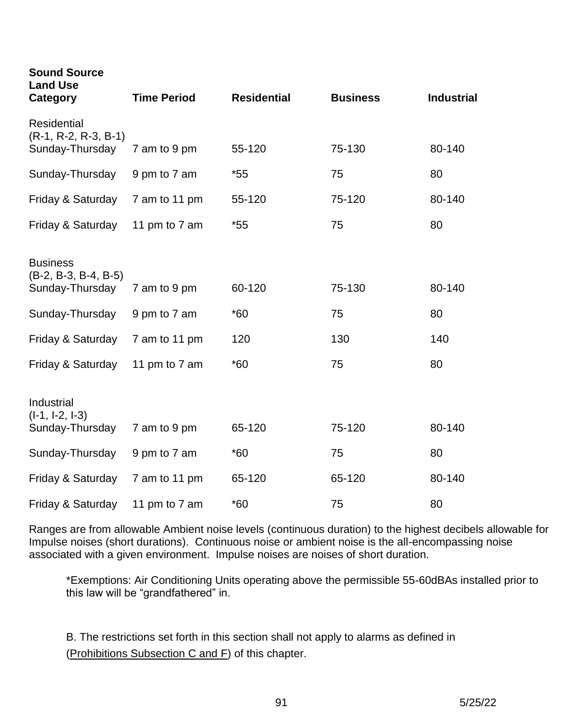| Sound Source Land Use Category | Time Period | Residential | Business | Industrial |
|---|---|---|---|---|
| Residential (R-1, R-2, R-3, B-1) | | | | |
| Sunday-Thursday | 7 am to 9 pm | 55-120 | 75-130 | 80-140 |
| Sunday-Thursday | 9 pm to 7 am | *55 | 75 | 80 |
| Friday & Saturday | 7 am to 11 pm | 55-120 | 75-120 | 80-140 |
| Friday & Saturday | 11 pm to 7 am | *55 | 75 | 80 |
| Business (B-2, B-3, B-4, B-5) | | | | |
| Sunday-Thursday | 7 am to 9 pm | 60-120 | 75-130 | 80-140 |
| Sunday-Thursday | 9 pm to 7 am | *60 | 75 | 80 |
| Friday & Saturday | 7 am to 11 pm | 120 | 130 | 140 |
| Friday & Saturday | 11 pm to 7 am | *60 | 75 | 80 |
| Industrial (I-1, I-2, I-3) | | | | |
| Sunday-Thursday | 7 am to 9 pm | 65-120 | 75-120 | 80-140 |
| Sunday-Thursday | 9 pm to 7 am | *60 | 75 | 80 |
| Friday & Saturday | 7 am to 11 pm | 65-120 | 65-120 | 80-140 |
| Friday & Saturday | 11 pm to 7 am | *60 | 75 | 80 |

Ranges are from allowable Ambient noise levels (continuous duration) to the highest decibels allowable for Impulse noises (short durations). Continuous noise or ambient noise is the all-encompassing noise associated with a given environment. Impulse noises are noises of short duration.

*Exemptions: Air Conditioning Units operating above the permissible 55-60dBAs installed prior to this law will be "grandfathered" in.

B. The restrictions set forth in this section shall not apply to alarms as defined in (Prohibitions Subsection C and F) of this chapter.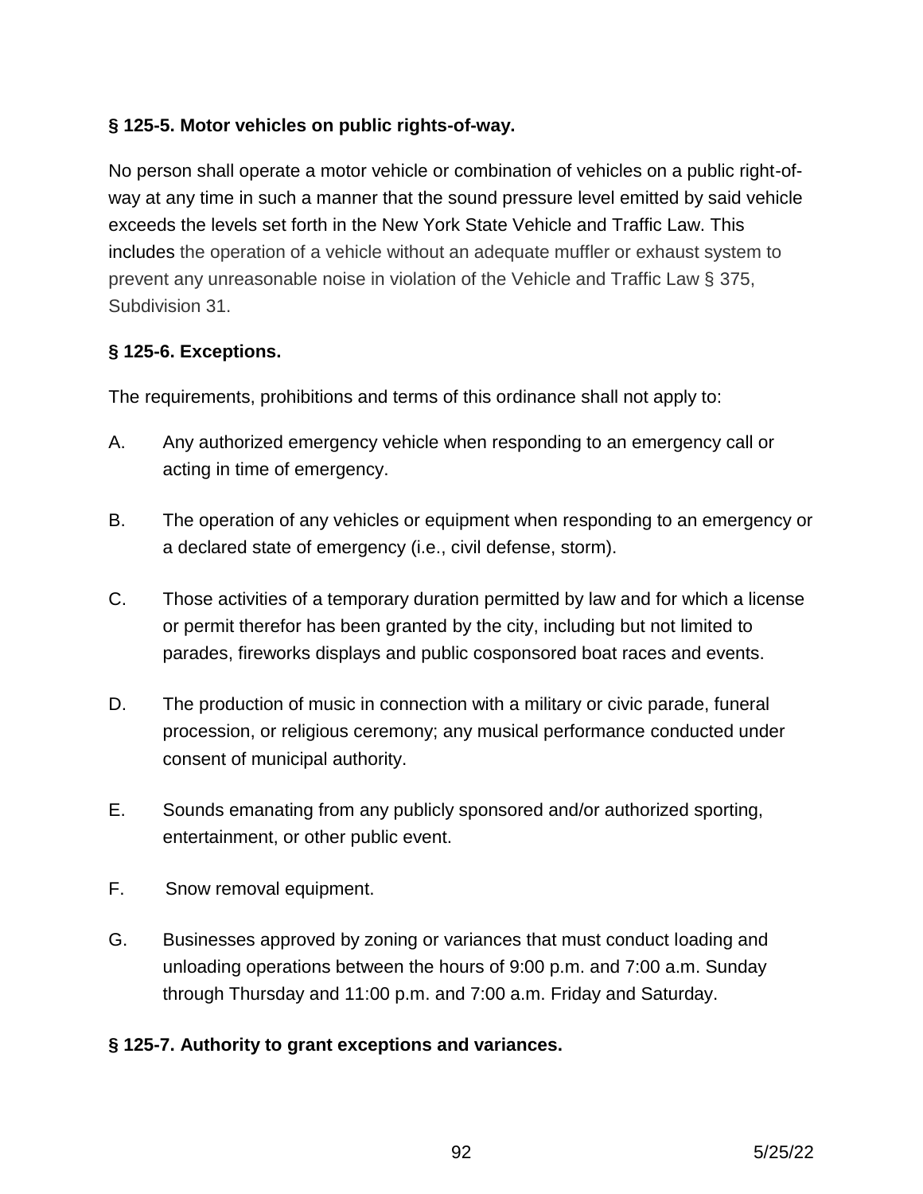**§ 125-5. Motor vehicles on public rights-of-way.**

No person shall operate a motor vehicle or combination of vehicles on a public right-of-way at any time in such a manner that the sound pressure level emitted by said vehicle exceeds the levels set forth in the New York State Vehicle and Traffic Law. This includes the operation of a vehicle without an adequate muffler or exhaust system to prevent any unreasonable noise in violation of the Vehicle and Traffic Law § 375, Subdivision 31.

**§ 125-6. Exceptions.**

The requirements, prohibitions and terms of this ordinance shall not apply to:

A. Any authorized emergency vehicle when responding to an emergency call or acting in time of emergency.

B. The operation of any vehicles or equipment when responding to an emergency or a declared state of emergency (i.e., civil defense, storm).

C. Those activities of a temporary duration permitted by law and for which a license or permit therefor has been granted by the city, including but not limited to parades, fireworks displays and public cosponsored boat races and events.

D. The production of music in connection with a military or civic parade, funeral procession, or religious ceremony; any musical performance conducted under consent of municipal authority.

E. Sounds emanating from any publicly sponsored and/or authorized sporting, entertainment, or other public event.

F. Snow removal equipment.

G. Businesses approved by zoning or variances that must conduct loading and unloading operations between the hours of 9:00 p.m. and 7:00 a.m. Sunday through Thursday and 11:00 p.m. and 7:00 a.m. Friday and Saturday.

**§ 125-7. Authority to grant exceptions and variances.**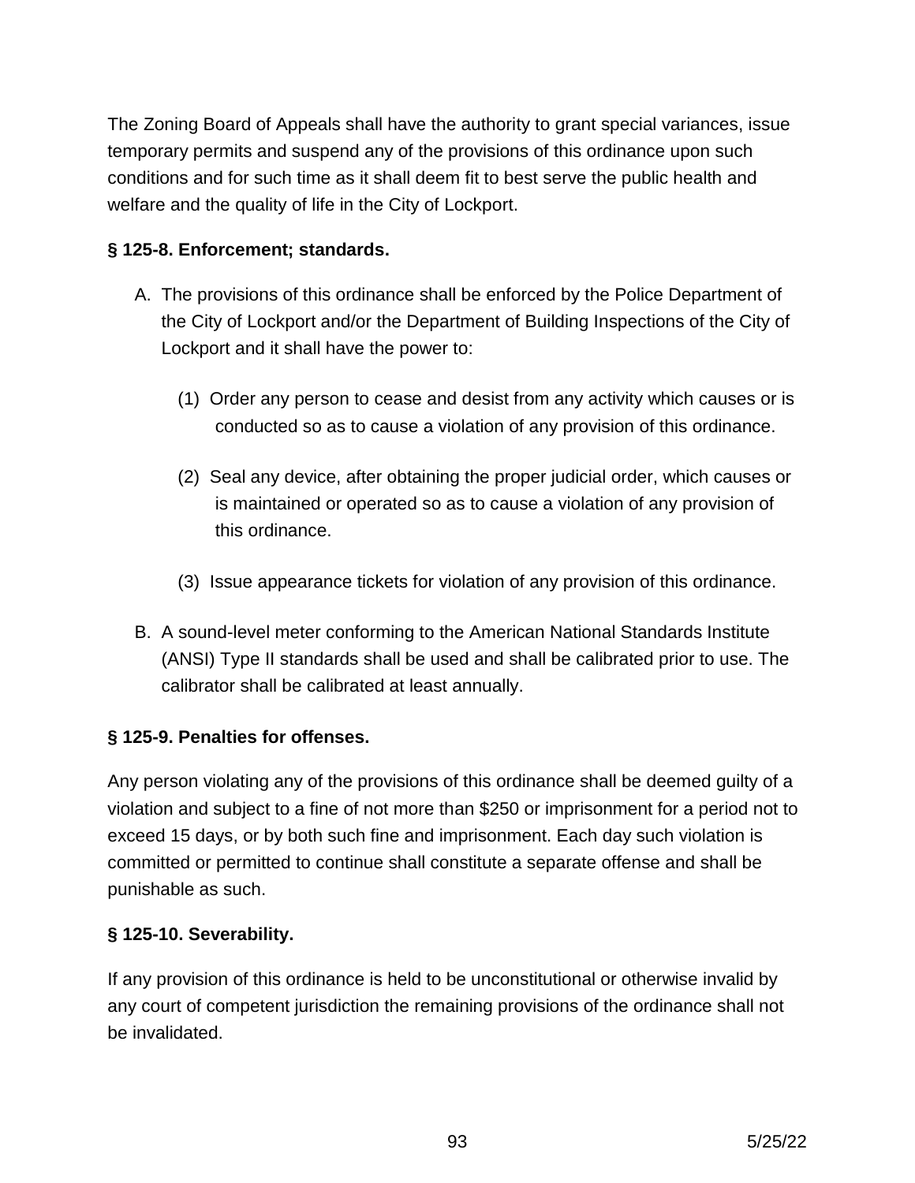The Zoning Board of Appeals shall have the authority to grant special variances, issue temporary permits and suspend any of the provisions of this ordinance upon such conditions and for such time as it shall deem fit to best serve the public health and welfare and the quality of life in the City of Lockport.

**§ 125-8. Enforcement; standards.**

A. The provisions of this ordinance shall be enforced by the Police Department of the City of Lockport and/or the Department of Building Inspections of the City of Lockport and it shall have the power to:

   (1) Order any person to cease and desist from any activity which causes or is conducted so as to cause a violation of any provision of this ordinance.

   (2) Seal any device, after obtaining the proper judicial order, which causes or is maintained or operated so as to cause a violation of any provision of this ordinance.

   (3) Issue appearance tickets for violation of any provision of this ordinance.

B. A sound-level meter conforming to the American National Standards Institute (ANSI) Type II standards shall be used and shall be calibrated prior to use. The calibrator shall be calibrated at least annually.

**§ 125-9. Penalties for offenses.**

Any person violating any of the provisions of this ordinance shall be deemed guilty of a violation and subject to a fine of not more than $250 or imprisonment for a period not to exceed 15 days, or by both such fine and imprisonment. Each day such violation is committed or permitted to continue shall constitute a separate offense and shall be punishable as such.

**§ 125-10. Severability.**

If any provision of this ordinance is held to be unconstitutional or otherwise invalid by any court of competent jurisdiction the remaining provisions of the ordinance shall not be invalidated.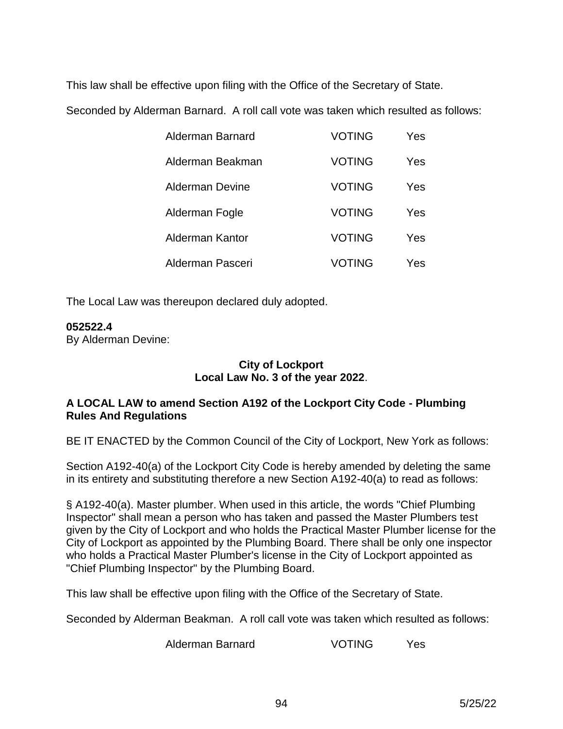This law shall be effective upon filing with the Office of the Secretary of State.

Seconded by Alderman Barnard. A roll call vote was taken which resulted as follows:

| | | |
|---|---|---|
| Alderman Barnard | VOTING | Yes |
| Alderman Beakman | VOTING | Yes |
| Alderman Devine | VOTING | Yes |
| Alderman Fogle | VOTING | Yes |
| Alderman Kantor | VOTING | Yes |
| Alderman Pasceri | VOTING | Yes |

The Local Law was thereupon declared duly adopted.

**052522.4**
By Alderman Devine:

**City of Lockport**
**Local Law No. 3 of the year 2022**.

**A LOCAL LAW to amend Section A192 of the Lockport City Code - Plumbing Rules And Regulations**

BE IT ENACTED by the Common Council of the City of Lockport, New York as follows:

Section A192-40(a) of the Lockport City Code is hereby amended by deleting the same in its entirety and substituting therefore a new Section A192-40(a) to read as follows:

§ A192-40(a). Master plumber. When used in this article, the words "Chief Plumbing Inspector" shall mean a person who has taken and passed the Master Plumbers test given by the City of Lockport and who holds the Practical Master Plumber license for the City of Lockport as appointed by the Plumbing Board. There shall be only one inspector who holds a Practical Master Plumber's license in the City of Lockport appointed as "Chief Plumbing Inspector" by the Plumbing Board.

This law shall be effective upon filing with the Office of the Secretary of State.

Seconded by Alderman Beakman. A roll call vote was taken which resulted as follows:

| | | |
|---|---|---|
| Alderman Barnard | VOTING | Yes |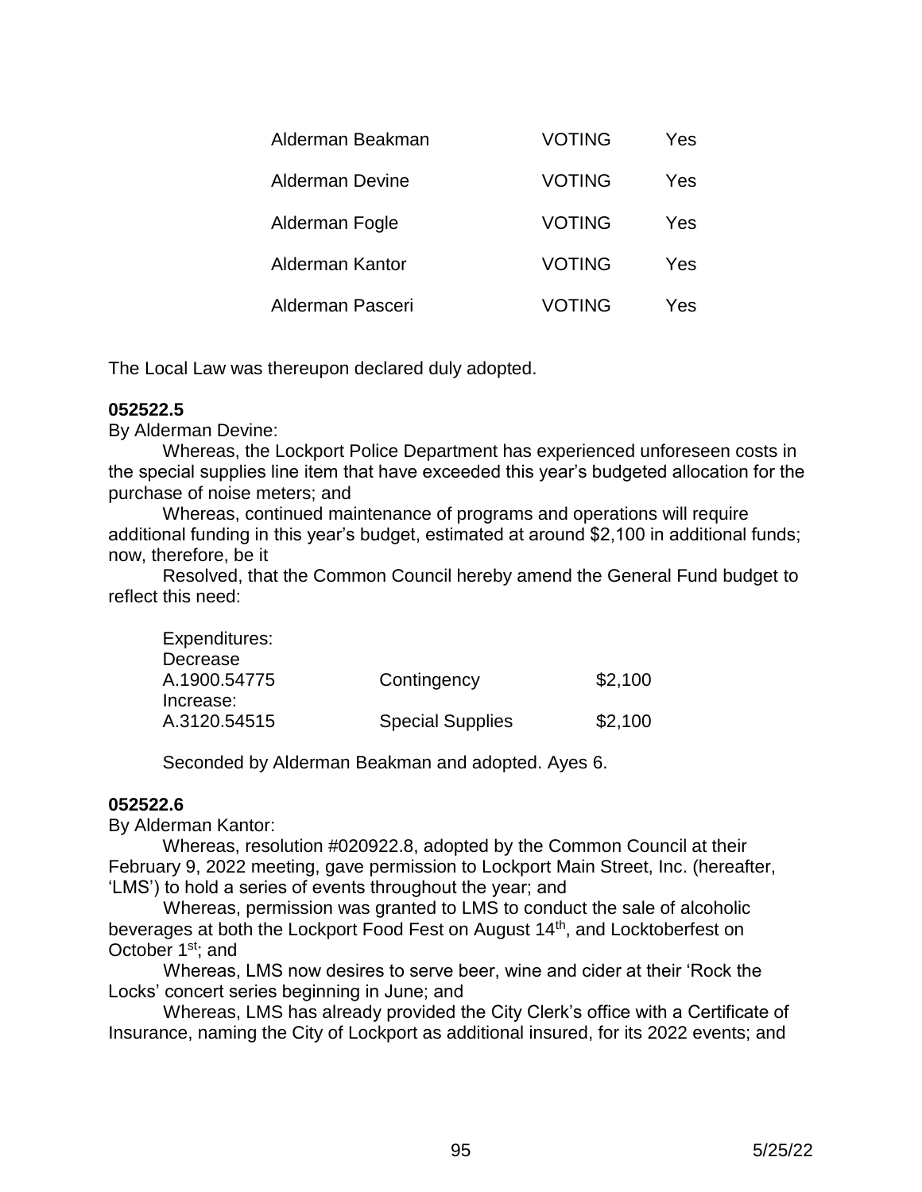| | | |
|---|---|---|
| Alderman Beakman | VOTING | Yes |
| Alderman Devine | VOTING | Yes |
| Alderman Fogle | VOTING | Yes |
| Alderman Kantor | VOTING | Yes |
| Alderman Pasceri | VOTING | Yes |

The Local Law was thereupon declared duly adopted.

**052522.5**

By Alderman Devine:

Whereas, the Lockport Police Department has experienced unforeseen costs in the special supplies line item that have exceeded this year's budgeted allocation for the purchase of noise meters; and

Whereas, continued maintenance of programs and operations will require additional funding in this year's budget, estimated at around $2,100 in additional funds; now, therefore, be it

Resolved, that the Common Council hereby amend the General Fund budget to reflect this need:

| | | |
|---|---|---|
| Expenditures: | | |
| Decrease | | |
| A.1900.54775 | Contingency | $2,100 |
| Increase: | | |
| A.3120.54515 | Special Supplies | $2,100 |

Seconded by Alderman Beakman and adopted. Ayes 6.

**052522.6**

By Alderman Kantor:

Whereas, resolution #020922.8, adopted by the Common Council at their February 9, 2022 meeting, gave permission to Lockport Main Street, Inc. (hereafter, 'LMS') to hold a series of events throughout the year; and

Whereas, permission was granted to LMS to conduct the sale of alcoholic beverages at both the Lockport Food Fest on August 14th, and Locktoberfest on October 1st; and

Whereas, LMS now desires to serve beer, wine and cider at their 'Rock the Locks' concert series beginning in June; and

Whereas, LMS has already provided the City Clerk's office with a Certificate of Insurance, naming the City of Lockport as additional insured, for its 2022 events; and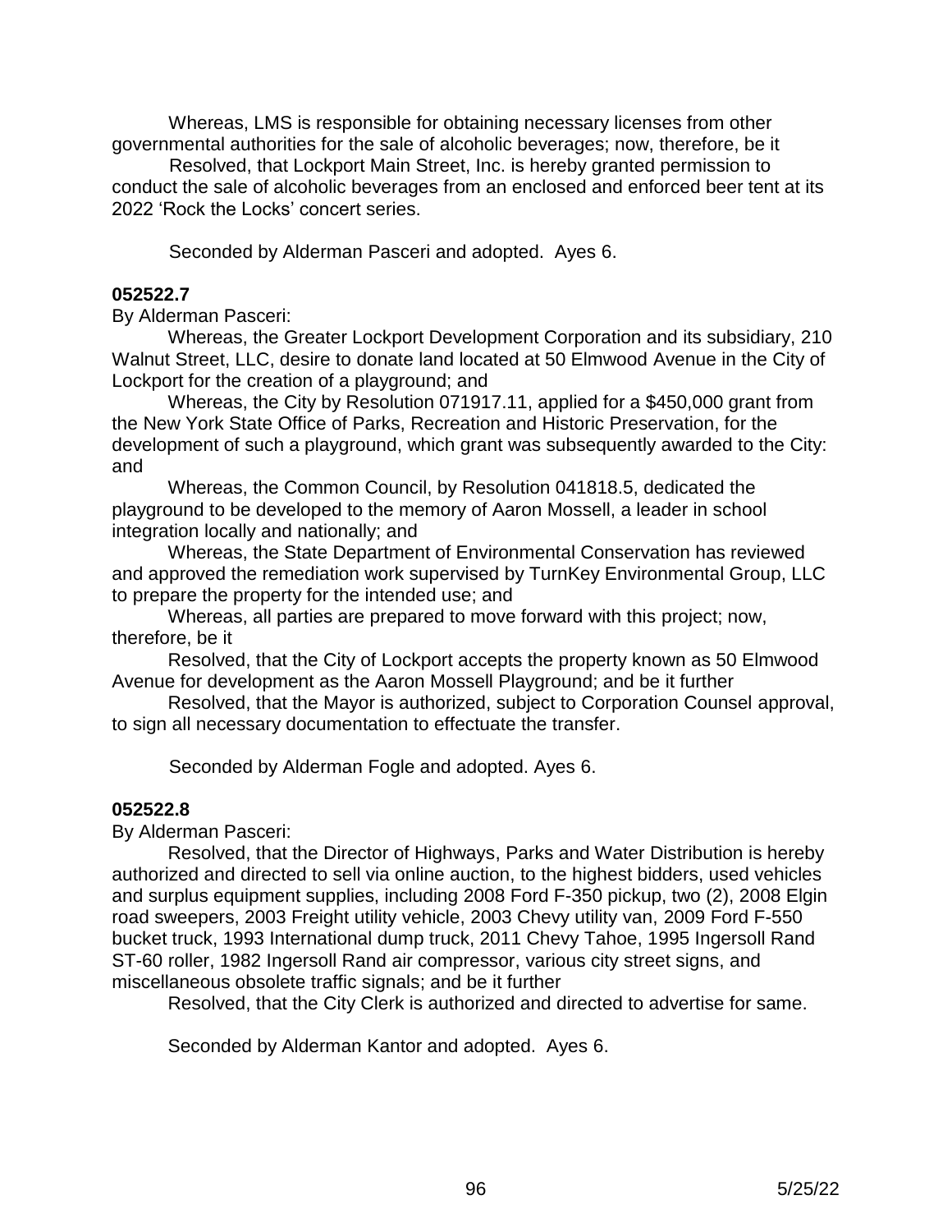Whereas, LMS is responsible for obtaining necessary licenses from other governmental authorities for the sale of alcoholic beverages; now, therefore, be it

Resolved, that Lockport Main Street, Inc. is hereby granted permission to conduct the sale of alcoholic beverages from an enclosed and enforced beer tent at its 2022 'Rock the Locks' concert series.

Seconded by Alderman Pasceri and adopted. Ayes 6.

**052522.7**

By Alderman Pasceri:

Whereas, the Greater Lockport Development Corporation and its subsidiary, 210 Walnut Street, LLC, desire to donate land located at 50 Elmwood Avenue in the City of Lockport for the creation of a playground; and

Whereas, the City by Resolution 071917.11, applied for a $450,000 grant from the New York State Office of Parks, Recreation and Historic Preservation, for the development of such a playground, which grant was subsequently awarded to the City: and

Whereas, the Common Council, by Resolution 041818.5, dedicated the playground to be developed to the memory of Aaron Mossell, a leader in school integration locally and nationally; and

Whereas, the State Department of Environmental Conservation has reviewed and approved the remediation work supervised by TurnKey Environmental Group, LLC to prepare the property for the intended use; and

Whereas, all parties are prepared to move forward with this project; now, therefore, be it

Resolved, that the City of Lockport accepts the property known as 50 Elmwood Avenue for development as the Aaron Mossell Playground; and be it further

Resolved, that the Mayor is authorized, subject to Corporation Counsel approval, to sign all necessary documentation to effectuate the transfer.

Seconded by Alderman Fogle and adopted. Ayes 6.

**052522.8**

By Alderman Pasceri:

Resolved, that the Director of Highways, Parks and Water Distribution is hereby authorized and directed to sell via online auction, to the highest bidders, used vehicles and surplus equipment supplies, including 2008 Ford F-350 pickup, two (2), 2008 Elgin road sweepers, 2003 Freight utility vehicle, 2003 Chevy utility van, 2009 Ford F-550 bucket truck, 1993 International dump truck, 2011 Chevy Tahoe, 1995 Ingersoll Rand ST-60 roller, 1982 Ingersoll Rand air compressor, various city street signs, and miscellaneous obsolete traffic signals; and be it further

Resolved, that the City Clerk is authorized and directed to advertise for same.

Seconded by Alderman Kantor and adopted. Ayes 6.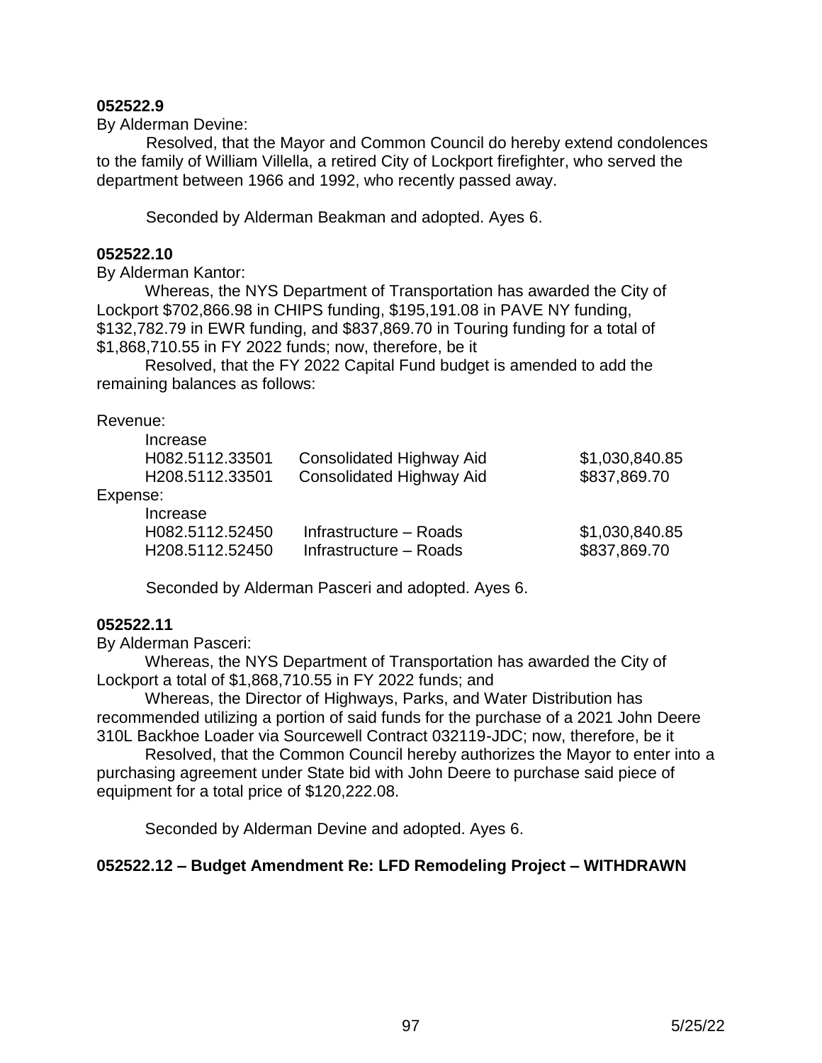**052522.9**

By Alderman Devine:

Resolved, that the Mayor and Common Council do hereby extend condolences to the family of William Villella, a retired City of Lockport firefighter, who served the department between 1966 and 1992, who recently passed away.

Seconded by Alderman Beakman and adopted. Ayes 6.

**052522.10**

By Alderman Kantor:

Whereas, the NYS Department of Transportation has awarded the City of Lockport \$702,866.98 in CHIPS funding, \$195,191.08 in PAVE NY funding, \$132,782.79 in EWR funding, and \$837,869.70 in Touring funding for a total of \$1,868,710.55 in FY 2022 funds; now, therefore, be it

Resolved, that the FY 2022 Capital Fund budget is amended to add the remaining balances as follows:

| | | |
|---|---|---|
| Revenue: | | |
| Increase | | |
| H082.5112.33501 | Consolidated Highway Aid | \$1,030,840.85 |
| H208.5112.33501 | Consolidated Highway Aid | \$837,869.70 |
| Expense: | | |
| Increase | | |
| H082.5112.52450 | Infrastructure – Roads | \$1,030,840.85 |
| H208.5112.52450 | Infrastructure – Roads | \$837,869.70 |

Seconded by Alderman Pasceri and adopted. Ayes 6.

**052522.11**

By Alderman Pasceri:

Whereas, the NYS Department of Transportation has awarded the City of Lockport a total of \$1,868,710.55 in FY 2022 funds; and

Whereas, the Director of Highways, Parks, and Water Distribution has recommended utilizing a portion of said funds for the purchase of a 2021 John Deere 310L Backhoe Loader via Sourcewell Contract 032119-JDC; now, therefore, be it

Resolved, that the Common Council hereby authorizes the Mayor to enter into a purchasing agreement under State bid with John Deere to purchase said piece of equipment for a total price of \$120,222.08.

Seconded by Alderman Devine and adopted. Ayes 6.

**052522.12 – Budget Amendment Re: LFD Remodeling Project – WITHDRAWN**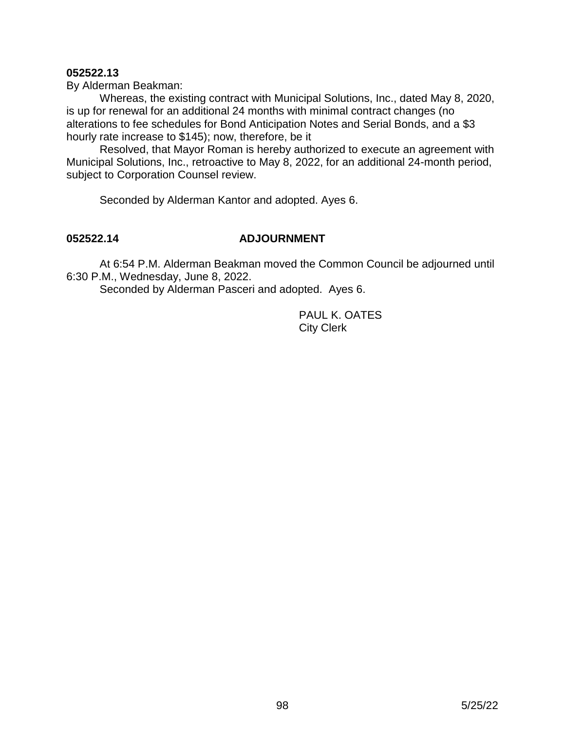**052522.13**

By Alderman Beakman:

Whereas, the existing contract with Municipal Solutions, Inc., dated May 8, 2020, is up for renewal for an additional 24 months with minimal contract changes (no alterations to fee schedules for Bond Anticipation Notes and Serial Bonds, and a $3 hourly rate increase to $145); now, therefore, be it

Resolved, that Mayor Roman is hereby authorized to execute an agreement with Municipal Solutions, Inc., retroactive to May 8, 2022, for an additional 24-month period, subject to Corporation Counsel review.

Seconded by Alderman Kantor and adopted. Ayes 6.

**052522.14 ADJOURNMENT**

At 6:54 P.M. Alderman Beakman moved the Common Council be adjourned until 6:30 P.M., Wednesday, June 8, 2022.

Seconded by Alderman Pasceri and adopted. Ayes 6.

PAUL K. OATES
City Clerk